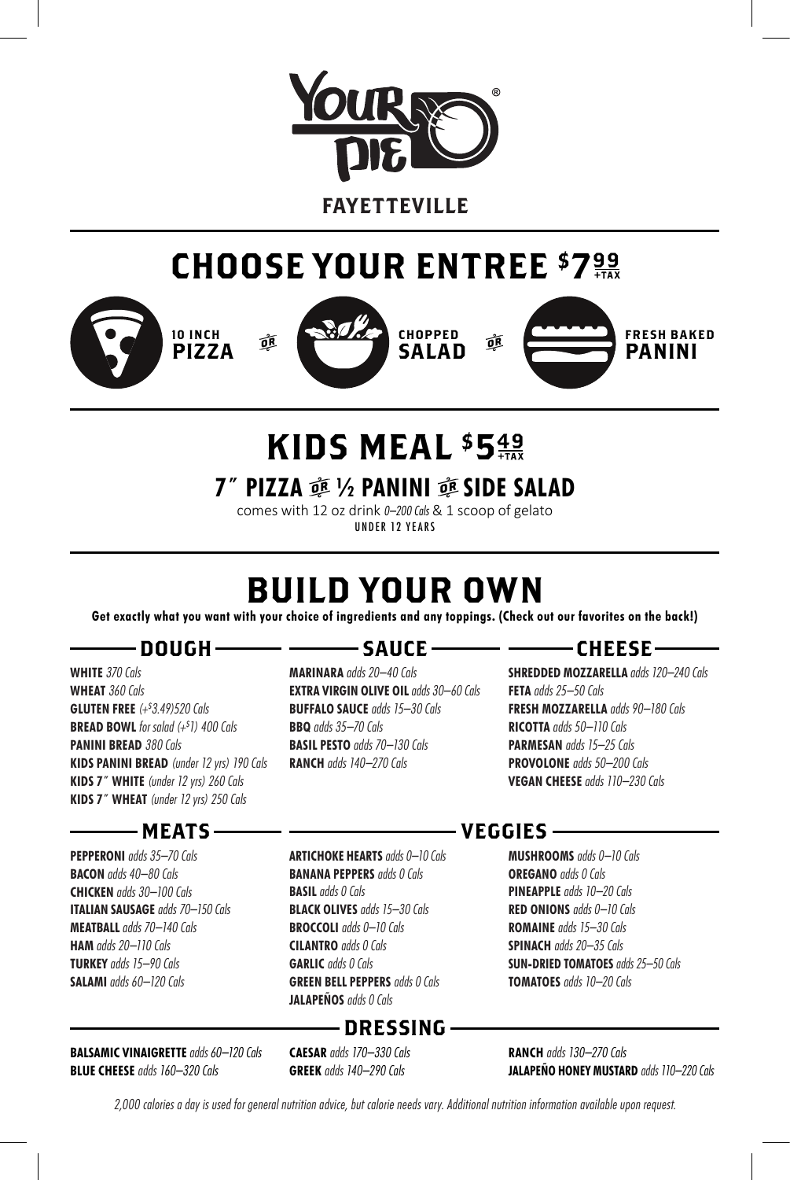# YOUR PIE®

**FAYETTEVILLE**

## CHOOSE YOUR ENTREE $7.99 +TAX

**10 INCH PIZZA** *OR* **CHOPPED SALAD** *OR* **FRESH BAKED PANINI**

## KIDS MEAL $5.49 +TAX

### 7″ PIZZA *OR* ½ PANINI *OR* SIDE SALAD

comes with 12 oz drink *0–200 Cals* & 1 scoop of gelato

UNDER 12 YEARS

## BUILD YOUR OWN

**Get exactly what you want with your choice of ingredients and any toppings. (Check out our favorites on the back!)**

### DOUGH

**WHITE** *370 Cals*
**WHEAT** *360 Cals*
**GLUTEN FREE** *(+$3.49)520 Cals*
**BREAD BOWL** *for salad (+$1) 400 Cals*
**PANINI BREAD** *380 Cals*
**KIDS PANINI BREAD** *(under 12 yrs) 190 Cals*
**KIDS 7″ WHITE** *(under 12 yrs) 260 Cals*
**KIDS 7″ WHEAT** *(under 12 yrs) 250 Cals*

### SAUCE

**MARINARA** *adds 20–40 Cals*
**EXTRA VIRGIN OLIVE OIL** *adds 30–60 Cals*
**BUFFALO SAUCE** *adds 15–30 Cals*
**BBQ** *adds 35–70 Cals*
**BASIL PESTO** *adds 70–130 Cals*
**RANCH** *adds 140–270 Cals*

### CHEESE

**SHREDDED MOZZARELLA** *adds 120–240 Cals*
**FETA** *adds 25–50 Cals*
**FRESH MOZZARELLA** *adds 90–180 Cals*
**RICOTTA** *adds 50–110 Cals*
**PARMESAN** *adds 15–25 Cals*
**PROVOLONE** *adds 50–200 Cals*
**VEGAN CHEESE** *adds 110–230 Cals*

### MEATS

**PEPPERONI** *adds 35–70 Cals*
**BACON** *adds 40–80 Cals*
**CHICKEN** *adds 30–100 Cals*
**ITALIAN SAUSAGE** *adds 70–150 Cals*
**MEATBALL** *adds 70–140 Cals*
**HAM** *adds 20–110 Cals*
**TURKEY** *adds 15–90 Cals*
**SALAMI** *adds 60–120 Cals*

### VEGGIES

**ARTICHOKE HEARTS** *adds 0–10 Cals*
**BANANA PEPPERS** *adds 0 Cals*
**BASIL** *adds 0 Cals*
**BLACK OLIVES** *adds 15–30 Cals*
**BROCCOLI** *adds 0–10 Cals*
**CILANTRO** *adds 0 Cals*
**GARLIC** *adds 0 Cals*
**GREEN BELL PEPPERS** *adds 0 Cals*
**JALAPEÑOS** *adds 0 Cals*
**MUSHROOMS** *adds 0–10 Cals*
**OREGANO** *adds 0 Cals*
**PINEAPPLE** *adds 10–20 Cals*
**RED ONIONS** *adds 0–10 Cals*
**ROMAINE** *adds 15–30 Cals*
**SPINACH** *adds 20–35 Cals*
**SUN-DRIED TOMATOES** *adds 25–50 Cals*
**TOMATOES** *adds 10–20 Cals*

### DRESSING

**BALSAMIC VINAIGRETTE** *adds 60–120 Cals*
**BLUE CHEESE** *adds 160–320 Cals*
**CAESAR** *adds 170–330 Cals*
**GREEK** *adds 140–290 Cals*
**RANCH** *adds 130–270 Cals*
**JALAPEÑO HONEY MUSTARD** *adds 110–220 Cals*

*2,000 calories a day is used for general nutrition advice, but calorie needs vary. Additional nutrition information available upon request.*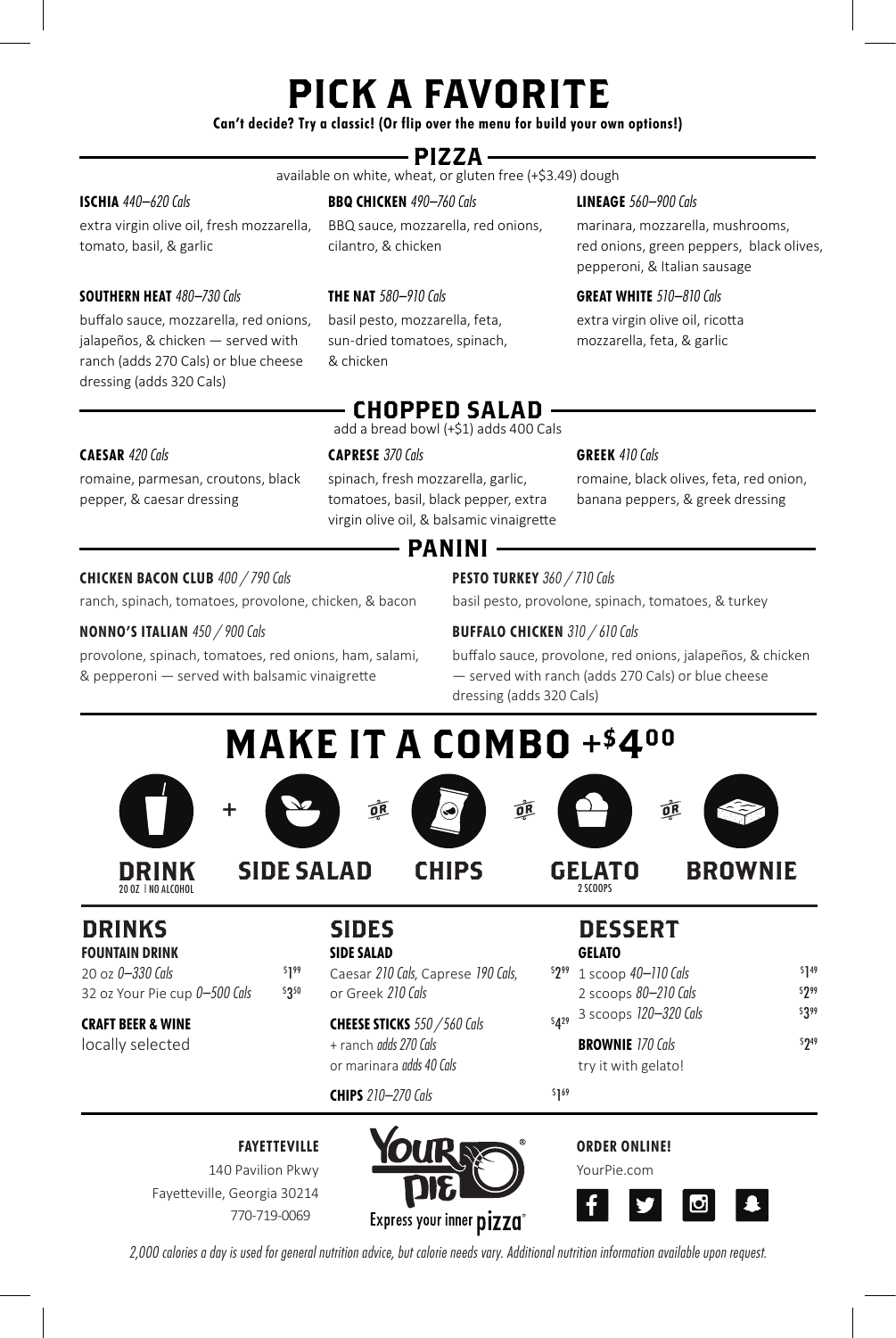# PICK A FAVORITE

**Can't decide? Try a classic! (Or flip over the menu for build your own options!)**

## PIZZA

available on white, wheat, or gluten free (+$3.49) dough

**ISCHIA** *440–620 Cals*
extra virgin olive oil, fresh mozzarella, tomato, basil, & garlic

**BBQ CHICKEN** *490–760 Cals*
BBQ sauce, mozzarella, red onions, cilantro, & chicken

**LINEAGE** *560–900 Cals*
marinara, mozzarella, mushrooms, red onions, green peppers, black olives, pepperoni, & Italian sausage

**SOUTHERN HEAT** *480–730 Cals*
buffalo sauce, mozzarella, red onions, jalapeños, & chicken — served with ranch (adds 270 Cals) or blue cheese dressing (adds 320 Cals)

**THE NAT** *580–910 Cals*
basil pesto, mozzarella, feta, sun-dried tomatoes, spinach, & chicken

**GREAT WHITE** *510–810 Cals*
extra virgin olive oil, ricotta mozzarella, feta, & garlic

## CHOPPED SALAD

add a bread bowl (+$1) adds 400 Cals

**CAESAR** *420 Cals*
romaine, parmesan, croutons, black pepper, & caesar dressing

**CAPRESE** *370 Cals*
spinach, fresh mozzarella, garlic, tomatoes, basil, black pepper, extra virgin olive oil, & balsamic vinaigrette

**GREEK** *410 Cals*
romaine, black olives, feta, red onion, banana peppers, & greek dressing

## PANINI

**CHICKEN BACON CLUB** *400 / 790 Cals*
ranch, spinach, tomatoes, provolone, chicken, & bacon

**NONNO'S ITALIAN** *450 / 900 Cals*
provolone, spinach, tomatoes, red onions, ham, salami, & pepperoni — served with balsamic vinaigrette

**PESTO TURKEY** *360 / 710 Cals*
basil pesto, provolone, spinach, tomatoes, & turkey

**BUFFALO CHICKEN** *310 / 610 Cals*
buffalo sauce, provolone, red onions, jalapeños, & chicken — served with ranch (adds 270 Cals) or blue cheese dressing (adds 320 Cals)

## MAKE IT A COMBO +$4.00

DRINK (20 OZ | NO ALCOHOL) + SIDE SALAD OR CHIPS OR GELATO (2 SCOOPS) OR BROWNIE

## DRINKS

**FOUNTAIN DRINK**

| | |
|---|---|
| 20 oz *0–330 Cals* | $1.99 |
| 32 oz Your Pie cup *0–500 Cals* | $3.50 |

**CRAFT BEER & WINE**
locally selected

## SIDES

**SIDE SALAD**
Caesar *210 Cals*, Caprese *190 Cals*, or Greek *210 Cals* — $2.99

**CHEESE STICKS** *550 / 560 Cals* — $4.29
+ ranch *adds 270 Cals*
or marinara *adds 40 Cals*

**CHIPS** *210–270 Cals* — $1.69

## DESSERT

**GELATO**

| | |
|---|---|
| 1 scoop *40–110 Cals* | $1.49 |
| 2 scoops *80–210 Cals* | $2.99 |
| 3 scoops *120–320 Cals* | $3.99 |

**BROWNIE** *170 Cals* — $2.49
try it with gelato!

**FAYETTEVILLE**
140 Pavilion Pkwy
Fayetteville, Georgia 30214
770-719-0069

YOUR PIE® Express your inner pizza®

**ORDER ONLINE!**
YourPie.com

*2,000 calories a day is used for general nutrition advice, but calorie needs vary. Additional nutrition information available upon request.*